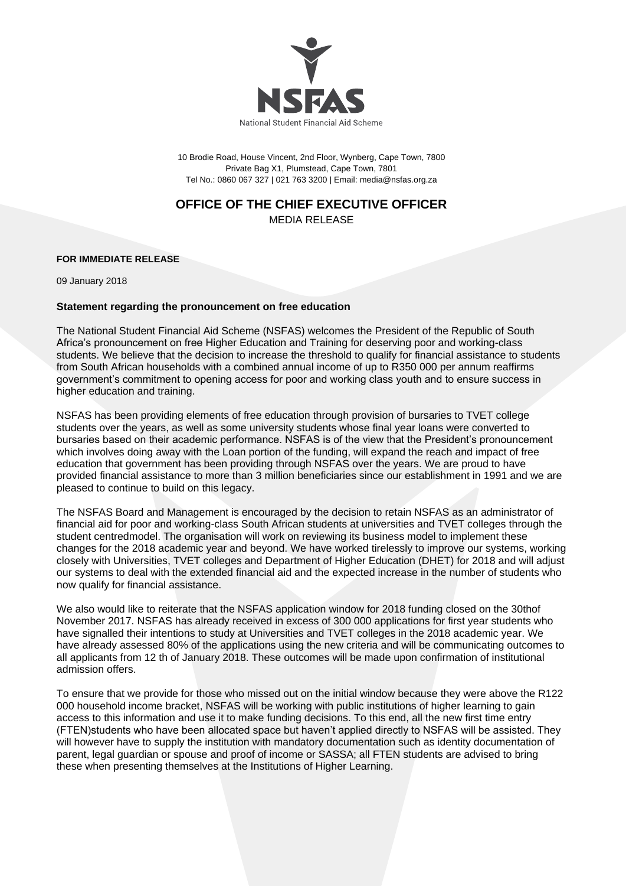NSFAS

National Student Financial Aid Scheme

10 Brodie Road, House Vincent, 2nd Floor, Wynberg, Cape Town, 7800
Private Bag X1, Plumstead, Cape Town, 7801
Tel No.: 0860 067 327 | 021 763 3200 | Email: media@nsfas.org.za

# OFFICE OF THE CHIEF EXECUTIVE OFFICER

MEDIA RELEASE

**FOR IMMEDIATE RELEASE**

09 January 2018

**Statement regarding the pronouncement on free education**

The National Student Financial Aid Scheme (NSFAS) welcomes the President of the Republic of South Africa's pronouncement on free Higher Education and Training for deserving poor and working-class students. We believe that the decision to increase the threshold to qualify for financial assistance to students from South African households with a combined annual income of up to R350 000 per annum reaffirms government's commitment to opening access for poor and working class youth and to ensure success in higher education and training.

NSFAS has been providing elements of free education through provision of bursaries to TVET college students over the years, as well as some university students whose final year loans were converted to bursaries based on their academic performance. NSFAS is of the view that the President's pronouncement which involves doing away with the Loan portion of the funding, will expand the reach and impact of free education that government has been providing through NSFAS over the years. We are proud to have provided financial assistance to more than 3 million beneficiaries since our establishment in 1991 and we are pleased to continue to build on this legacy.

The NSFAS Board and Management is encouraged by the decision to retain NSFAS as an administrator of financial aid for poor and working-class South African students at universities and TVET colleges through the student centredmodel. The organisation will work on reviewing its business model to implement these changes for the 2018 academic year and beyond. We have worked tirelessly to improve our systems, working closely with Universities, TVET colleges and Department of Higher Education (DHET) for 2018 and will adjust our systems to deal with the extended financial aid and the expected increase in the number of students who now qualify for financial assistance.

We also would like to reiterate that the NSFAS application window for 2018 funding closed on the 30thof November 2017. NSFAS has already received in excess of 300 000 applications for first year students who have signalled their intentions to study at Universities and TVET colleges in the 2018 academic year. We have already assessed 80% of the applications using the new criteria and will be communicating outcomes to all applicants from 12 th of January 2018. These outcomes will be made upon confirmation of institutional admission offers.

To ensure that we provide for those who missed out on the initial window because they were above the R122 000 household income bracket, NSFAS will be working with public institutions of higher learning to gain access to this information and use it to make funding decisions. To this end, all the new first time entry (FTEN)students who have been allocated space but haven't applied directly to NSFAS will be assisted. They will however have to supply the institution with mandatory documentation such as identity documentation of parent, legal guardian or spouse and proof of income or SASSA; all FTEN students are advised to bring these when presenting themselves at the Institutions of Higher Learning.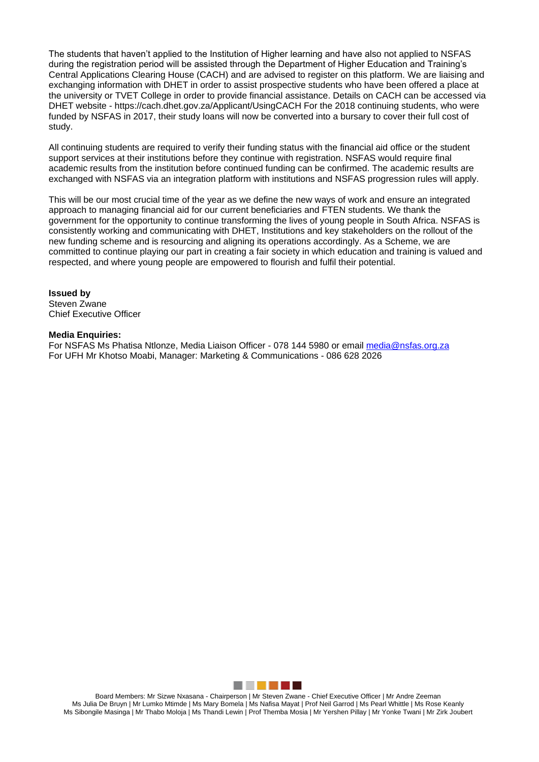The students that haven't applied to the Institution of Higher learning and have also not applied to NSFAS during the registration period will be assisted through the Department of Higher Education and Training's Central Applications Clearing House (CACH) and are advised to register on this platform. We are liaising and exchanging information with DHET in order to assist prospective students who have been offered a place at the university or TVET College in order to provide financial assistance. Details on CACH can be accessed via DHET website - https://cach.dhet.gov.za/Applicant/UsingCACH For the 2018 continuing students, who were funded by NSFAS in 2017, their study loans will now be converted into a bursary to cover their full cost of study.

All continuing students are required to verify their funding status with the financial aid office or the student support services at their institutions before they continue with registration. NSFAS would require final academic results from the institution before continued funding can be confirmed. The academic results are exchanged with NSFAS via an integration platform with institutions and NSFAS progression rules will apply.

This will be our most crucial time of the year as we define the new ways of work and ensure an integrated approach to managing financial aid for our current beneficiaries and FTEN students. We thank the government for the opportunity to continue transforming the lives of young people in South Africa. NSFAS is consistently working and communicating with DHET, Institutions and key stakeholders on the rollout of the new funding scheme and is resourcing and aligning its operations accordingly. As a Scheme, we are committed to continue playing our part in creating a fair society in which education and training is valued and respected, and where young people are empowered to flourish and fulfil their potential.

**Issued by**
Steven Zwane
Chief Executive Officer

**Media Enquiries:**
For NSFAS Ms Phatisa Ntlonze, Media Liaison Officer - 078 144 5980 or email media@nsfas.org.za
For UFH Mr Khotso Moabi, Manager: Marketing & Communications - 086 628 2026

Board Members: Mr Sizwe Nxasana - Chairperson | Mr Steven Zwane - Chief Executive Officer | Mr Andre Zeeman
Ms Julia De Bruyn | Mr Lumko Mtimde | Ms Mary Bomela | Ms Nafisa Mayat | Prof Neil Garrod | Ms Pearl Whittle | Ms Rose Keanly
Ms Sibongile Masinga | Mr Thabo Moloja | Ms Thandi Lewin | Prof Themba Mosia | Mr Yershen Pillay | Mr Yonke Twani | Mr Zirk Joubert